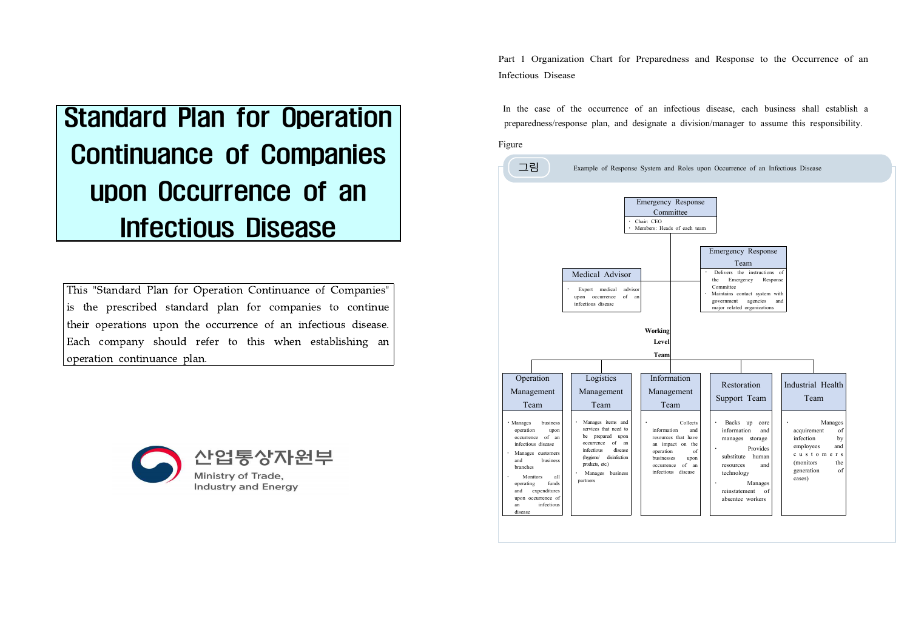# Standard Plan for Operation Continuance of Companies upon Occurrence of an Infectious Disease

This "Standard Plan for Operation Continuance of Companies" is the prescribed standard plan for companies to continue their operations upon the occurrence of an infectious disease. Each company should refer to this when establishing an operation continuance plan.

산업통상자원부
Ministry of Trade, Industry and Energy

## Part 1 Organization Chart for Preparedness and Response to the Occurrence of an Infectious Disease

In the case of the occurrence of an infectious disease, each business shall establish a preparedness/response plan, and designate a division/manager to assume this responsibility.

Figure

그림 Example of Response System and Roles upon Occurrence of an Infectious Disease

**Emergency Response Committee**
- Chair: CEO
- Members: Heads of each team

**Medical Advisor**
- Expert medical advisor upon occurrence of an infectious disease

**Emergency Response Team**
- Delivers the instructions of the Emergency Response Committee
- Maintains contact system with government agencies and major related organizations

**Working Level Team**

**Operation Management Team**
- Manages business operation upon occurrence of an infectious disease
- Manages customers and business branches
- Monitors all operating funds and expenditures upon occurrence of an infectious disease

**Logistics Management Team**
- Manages items and services that need to be prepared upon occurrence of an infectious disease (hygiene/disinfection products, etc.)
- Manages business partners

**Information Management Team**
- Collects information and resources that have an impact on the operation of businesses upon occurrence of an infectious disease

**Restoration Support Team**
- Backs up core information and manages storage
- Provides substitute human resources and technology
- Manages reinstatement of absentee workers

**Industrial Health Team**
- Manages of acquirement infection by employees and customers (monitors the generation of cases)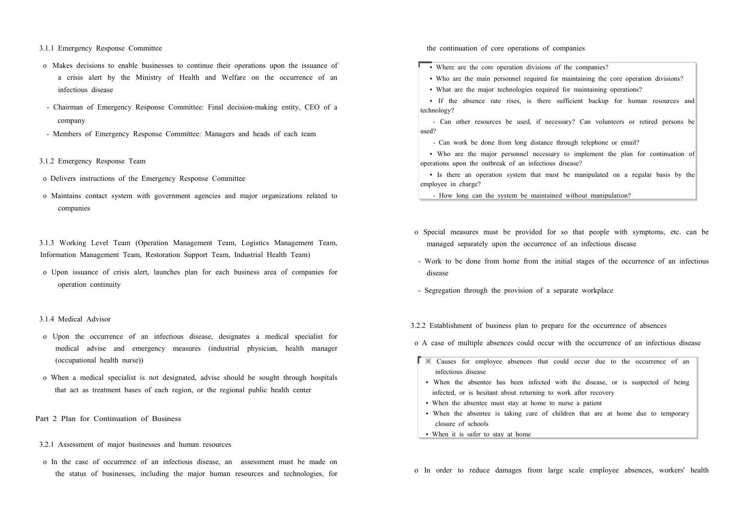### 3.1.1 Emergency Response Committee

- o Makes decisions to enable businesses to continue their operations upon the issuance of a crisis alert by the Ministry of Health and Welfare on the occurrence of an infectious disease
  - Chairman of Emergency Response Committee: Final decision-making entity, CEO of a company
  - Members of Emergency Response Committee: Managers and heads of each team

### 3.1.2 Emergency Response Team

- o Delivers instructions of the Emergency Response Committee
- o Maintains contact system with government agencies and major organizations related to companies

### 3.1.3 Working Level Team (Operation Management Team, Logistics Management Team, Information Management Team, Restoration Support Team, Industrial Health Team)

- o Upon issuance of crisis alert, launches plan for each business area of companies for operation continuity

### 3.1.4 Medical Advisor

- o Upon the occurrence of an infectious disease, designates a medical specialist for medical advise and emergency measures (industrial physician, health manager (occupational health nurse))
- o When a medical specialist is not designated, advise should be sought through hospitals that act as treatment bases of each region, or the regional public health center

## Part 2 Plan for Continuation of Business

### 3.2.1 Assessment of major businesses and human resources

- o In the case of occurrence of an infectious disease, an assessment must be made on the status of businesses, including the major human resources and technologies, for the continuation of core operations of companies

> - Where are the core operation divisions of the companies?
> - Who are the main personnel required for maintaining the core operation divisions?
> - What are the major technologies required for maintaining operations?
> - If the absence rate rises, is there sufficient backup for human resources and technology?
>   - Can other resources be used, if necessary? Can volunteers or retired persons be used?
>   - Can work be done from long distance through telephone or email?
> - Who are the major personnel necessary to implement the plan for continuation of operations upon the outbreak of an infectious disease?
> - Is there an operation system that must be manipulated on a regular basis by the employee in charge?
>   - How long can the system be maintained without manipulation?

- o Special measures must be provided for so that people with symptoms, etc. can be managed separately upon the occurrence of an infectious disease
  - Work to be done from home from the initial stages of the occurrence of an infectious disease
  - Segregation through the provision of a separate workplace

### 3.2.2 Establishment of business plan to prepare for the occurrence of absences

- o A case of multiple absences could occur with the occurrence of an infectious disease

> ※ Causes for employee absences that could occur due to the occurrence of an infectious disease
> - When the absentee has been infected with the disease, or is suspected of being infected, or is hesitant about returning to work after recovery
> - When the absentee must stay at home to nurse a patient
> - When the absentee is taking care of children that are at home due to temporary closure of schools
> - When it is safer to stay at home

- o In order to reduce damages from large scale employee absences, workers' health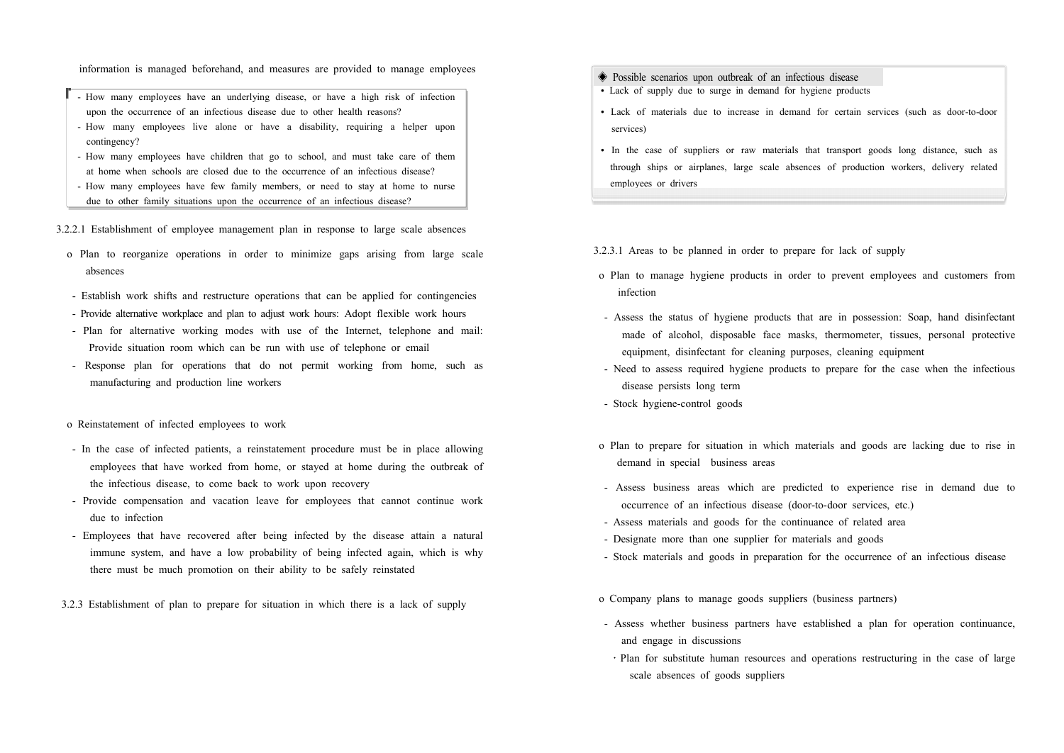information is managed beforehand, and measures are provided to manage employees

> - How many employees have an underlying disease, or have a high risk of infection upon the occurrence of an infectious disease due to other health reasons?
> - How many employees live alone or have a disability, requiring a helper upon contingency?
> - How many employees have children that go to school, and must take care of them at home when schools are closed due to the occurrence of an infectious disease?
> - How many employees have few family members, or need to stay at home to nurse due to other family situations upon the occurrence of an infectious disease?

3.2.2.1 Establishment of employee management plan in response to large scale absences

o Plan to reorganize operations in order to minimize gaps arising from large scale absences

- Establish work shifts and restructure operations that can be applied for contingencies
- Provide alternative workplace and plan to adjust work hours: Adopt flexible work hours
- Plan for alternative working modes with use of the Internet, telephone and mail: Provide situation room which can be run with use of telephone or email
- Response plan for operations that do not permit working from home, such as manufacturing and production line workers

o Reinstatement of infected employees to work

- In the case of infected patients, a reinstatement procedure must be in place allowing employees that have worked from home, or stayed at home during the outbreak of the infectious disease, to come back to work upon recovery
- Provide compensation and vacation leave for employees that cannot continue work due to infection
- Employees that have recovered after being infected by the disease attain a natural immune system, and have a low probability of being infected again, which is why there must be much promotion on their ability to be safely reinstated

3.2.3 Establishment of plan to prepare for situation in which there is a lack of supply

> ◈ Possible scenarios upon outbreak of an infectious disease
> - Lack of supply due to surge in demand for hygiene products
> - Lack of materials due to increase in demand for certain services (such as door-to-door services)
> - In the case of suppliers or raw materials that transport goods long distance, such as through ships or airplanes, large scale absences of production workers, delivery related employees or drivers

3.2.3.1 Areas to be planned in order to prepare for lack of supply

o Plan to manage hygiene products in order to prevent employees and customers from infection

- Assess the status of hygiene products that are in possession: Soap, hand disinfectant made of alcohol, disposable face masks, thermometer, tissues, personal protective equipment, disinfectant for cleaning purposes, cleaning equipment
- Need to assess required hygiene products to prepare for the case when the infectious disease persists long term
- Stock hygiene-control goods

o Plan to prepare for situation in which materials and goods are lacking due to rise in demand in special business areas

- Assess business areas which are predicted to experience rise in demand due to occurrence of an infectious disease (door-to-door services, etc.)
- Assess materials and goods for the continuance of related area
- Designate more than one supplier for materials and goods
- Stock materials and goods in preparation for the occurrence of an infectious disease

o Company plans to manage goods suppliers (business partners)

- Assess whether business partners have established a plan for operation continuance, and engage in discussions
  - · Plan for substitute human resources and operations restructuring in the case of large scale absences of goods suppliers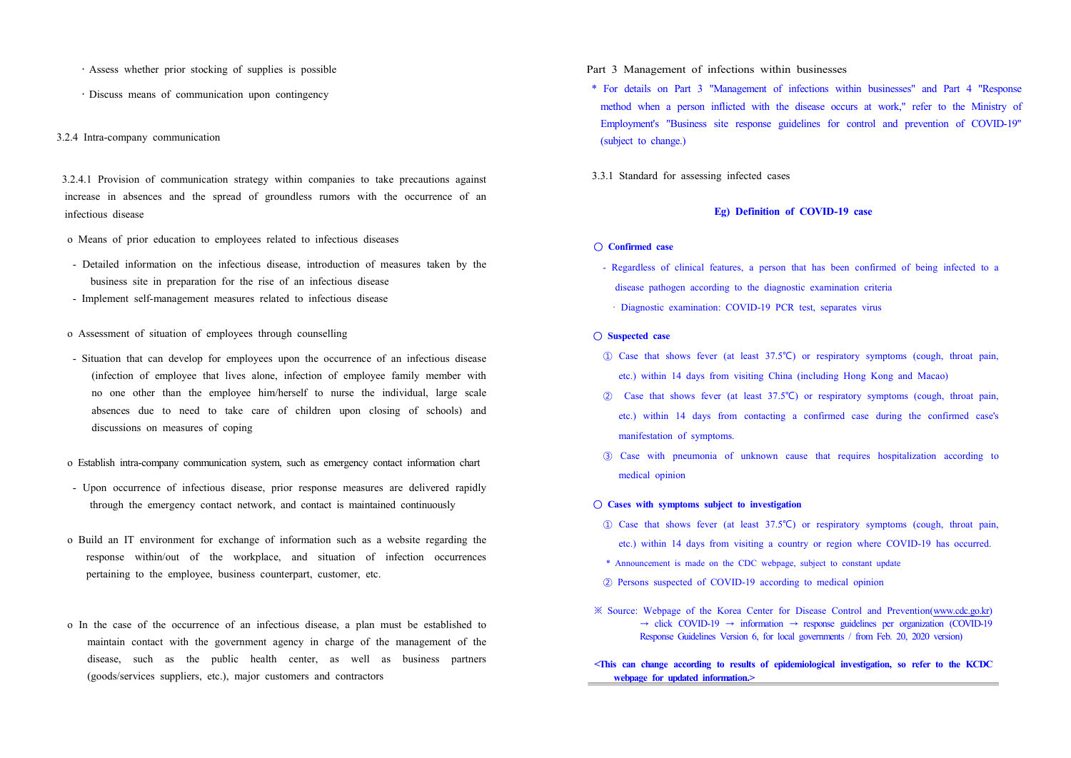· Assess whether prior stocking of supplies is possible

· Discuss means of communication upon contingency

### 3.2.4 Intra-company communication

#### 3.2.4.1 Provision of communication strategy within companies to take precautions against increase in absences and the spread of groundless rumors with the occurrence of an infectious disease

o Means of prior education to employees related to infectious diseases

- Detailed information on the infectious disease, introduction of measures taken by the business site in preparation for the rise of an infectious disease
- Implement self-management measures related to infectious disease

o Assessment of situation of employees through counselling

- Situation that can develop for employees upon the occurrence of an infectious disease (infection of employee that lives alone, infection of employee family member with no one other than the employee him/herself to nurse the individual, large scale absences due to need to take care of children upon closing of schools) and discussions on measures of coping

o Establish intra-company communication system, such as emergency contact information chart

- Upon occurrence of infectious disease, prior response measures are delivered rapidly through the emergency contact network, and contact is maintained continuously

o Build an IT environment for exchange of information such as a website regarding the response within/out of the workplace, and situation of infection occurrences pertaining to the employee, business counterpart, customer, etc.

o In the case of the occurrence of an infectious disease, a plan must be established to maintain contact with the government agency in charge of the management of the disease, such as the public health center, as well as business partners (goods/services suppliers, etc.), major customers and contractors

## Part 3 Management of infections within businesses

* For details on Part 3 "Management of infections within businesses" and Part 4 "Response method when a person inflicted with the disease occurs at work," refer to the Ministry of Employment's "Business site response guidelines for control and prevention of COVID-19" (subject to change.)

### 3.3.1 Standard for assessing infected cases

**Eg) Definition of COVID-19 case**

○ **Confirmed case**

- Regardless of clinical features, a person that has been confirmed of being infected to a disease pathogen according to the diagnostic examination criteria
  · Diagnostic examination: COVID-19 PCR test, separates virus

○ **Suspected case**

① Case that shows fever (at least 37.5℃) or respiratory symptoms (cough, throat pain, etc.) within 14 days from visiting China (including Hong Kong and Macao)

② Case that shows fever (at least 37.5℃) or respiratory symptoms (cough, throat pain, etc.) within 14 days from contacting a confirmed case during the confirmed case's manifestation of symptoms.

③ Case with pneumonia of unknown cause that requires hospitalization according to medical opinion

○ **Cases with symptoms subject to investigation**

① Case that shows fever (at least 37.5℃) or respiratory symptoms (cough, throat pain, etc.) within 14 days from visiting a country or region where COVID-19 has occurred.

* Announcement is made on the CDC webpage, subject to constant update

② Persons suspected of COVID-19 according to medical opinion

※ Source: Webpage of the Korea Center for Disease Control and Prevention(www.cdc.go.kr) → click COVID-19 → information → response guidelines per organization (COVID-19 Response Guidelines Version 6, for local governments / from Feb. 20, 2020 version)

**<This can change according to results of epidemiological investigation, so refer to the KCDC webpage for updated information.>**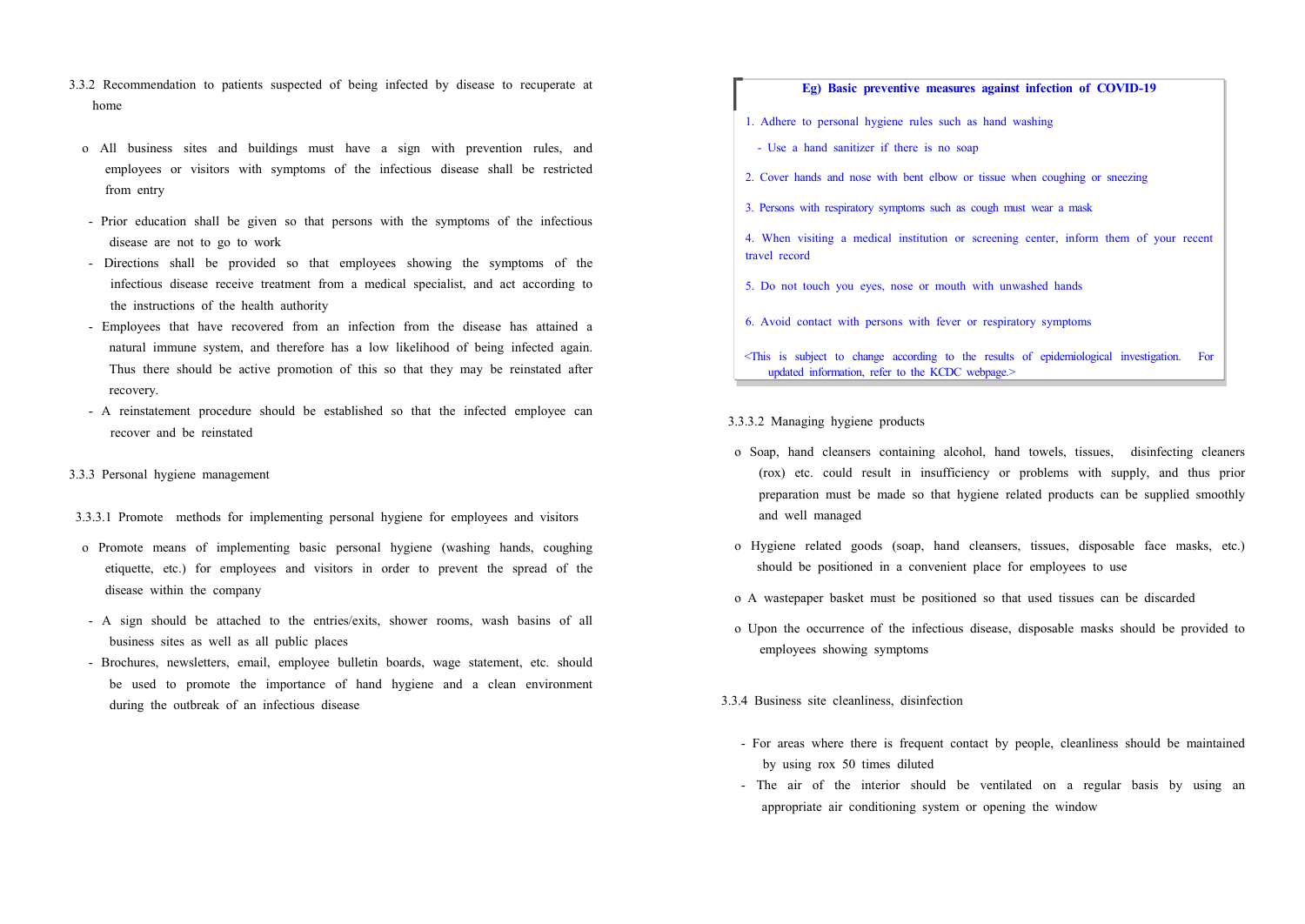### 3.3.2 Recommendation to patients suspected of being infected by disease to recuperate at home

- o All business sites and buildings must have a sign with prevention rules, and employees or visitors with symptoms of the infectious disease shall be restricted from entry
  - Prior education shall be given so that persons with the symptoms of the infectious disease are not to go to work
  - Directions shall be provided so that employees showing the symptoms of the infectious disease receive treatment from a medical specialist, and act according to the instructions of the health authority
  - Employees that have recovered from an infection from the disease has attained a natural immune system, and therefore has a low likelihood of being infected again. Thus there should be active promotion of this so that they may be reinstated after recovery.
  - A reinstatement procedure should be established so that the infected employee can recover and be reinstated

### 3.3.3 Personal hygiene management

#### 3.3.3.1 Promote methods for implementing personal hygiene for employees and visitors

- o Promote means of implementing basic personal hygiene (washing hands, coughing etiquette, etc.) for employees and visitors in order to prevent the spread of the disease within the company
  - A sign should be attached to the entries/exits, shower rooms, wash basins of all business sites as well as all public places
  - Brochures, newsletters, email, employee bulletin boards, wage statement, etc. should be used to promote the importance of hand hygiene and a clean environment during the outbreak of an infectious disease

> **Eg) Basic preventive measures against infection of COVID-19**
>
> 1. Adhere to personal hygiene rules such as hand washing
>    - Use a hand sanitizer if there is no soap
> 2. Cover hands and nose with bent elbow or tissue when coughing or sneezing
> 3. Persons with respiratory symptoms such as cough must wear a mask
> 4. When visiting a medical institution or screening center, inform them of your recent travel record
> 5. Do not touch you eyes, nose or mouth with unwashed hands
> 6. Avoid contact with persons with fever or respiratory symptoms
>
> <This is subject to change according to the results of epidemiological investigation. For updated information, refer to the KCDC webpage.>

#### 3.3.3.2 Managing hygiene products

- o Soap, hand cleansers containing alcohol, hand towels, tissues, disinfecting cleaners (rox) etc. could result in insufficiency or problems with supply, and thus prior preparation must be made so that hygiene related products can be supplied smoothly and well managed
- o Hygiene related goods (soap, hand cleansers, tissues, disposable face masks, etc.) should be positioned in a convenient place for employees to use
- o A wastepaper basket must be positioned so that used tissues can be discarded
- o Upon the occurrence of the infectious disease, disposable masks should be provided to employees showing symptoms

### 3.3.4 Business site cleanliness, disinfection

- For areas where there is frequent contact by people, cleanliness should be maintained by using rox 50 times diluted
- The air of the interior should be ventilated on a regular basis by using an appropriate air conditioning system or opening the window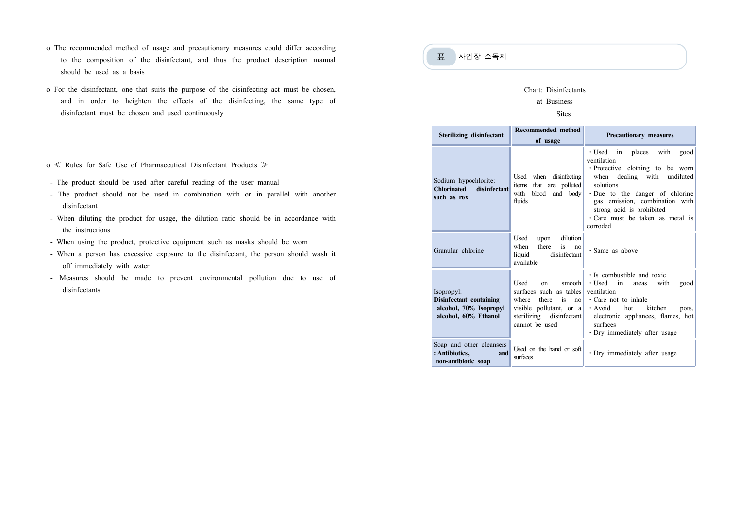o The recommended method of usage and precautionary measures could differ according to the composition of the disinfectant, and thus the product description manual should be used as a basis

o For the disinfectant, one that suits the purpose of the disinfecting act must be chosen, and in order to heighten the effects of the disinfecting, the same type of disinfectant must be chosen and used continuously

o ≪ Rules for Safe Use of Pharmaceutical Disinfectant Products ≫

- The product should be used after careful reading of the user manual
- The product should not be used in combination with or in parallel with another disinfectant
- When diluting the product for usage, the dilution ratio should be in accordance with the instructions
- When using the product, protective equipment such as masks should be worn
- When a person has excessive exposure to the disinfectant, the person should wash it off immediately with water
- Measures should be made to prevent environmental pollution due to use of disinfectants

표 사업장 소독제

Chart: Disinfectants at Business Sites

| Sterilizing disinfectant | Recommended method of usage | Precautionary measures |
|---|---|---|
| Sodium hypochlorite: **Chlorinated disinfectant such as rox** | Used when disinfecting items that are polluted with blood and body fluids | ・Used in places with good ventilation<br>・Protective clothing to be worn when dealing with undiluted solutions<br>・Due to the danger of chlorine gas emission, combination with strong acid is prohibited<br>・Care must be taken as metal is corroded |
| Granular chlorine | Used upon dilution when there is no liquid disinfectant available | ・Same as above |
| Isopropyl: **Disinfectant containing alcohol, 70% Isopropyl alcohol, 60% Ethanol** | Used on smooth surfaces such as tables where there is no visible pollutant, or a sterilizing disinfectant cannot be used | ・Is combustible and toxic<br>・Used in areas with good ventilation<br>・Care not to inhale<br>・Avoid hot kitchen pots, electronic appliances, flames, hot surfaces<br>・Dry immediately after usage |
| Soap and other cleansers **: Antibiotics, and non-antibiotic soap** | Used on the hand or soft surfaces | ・Dry immediately after usage |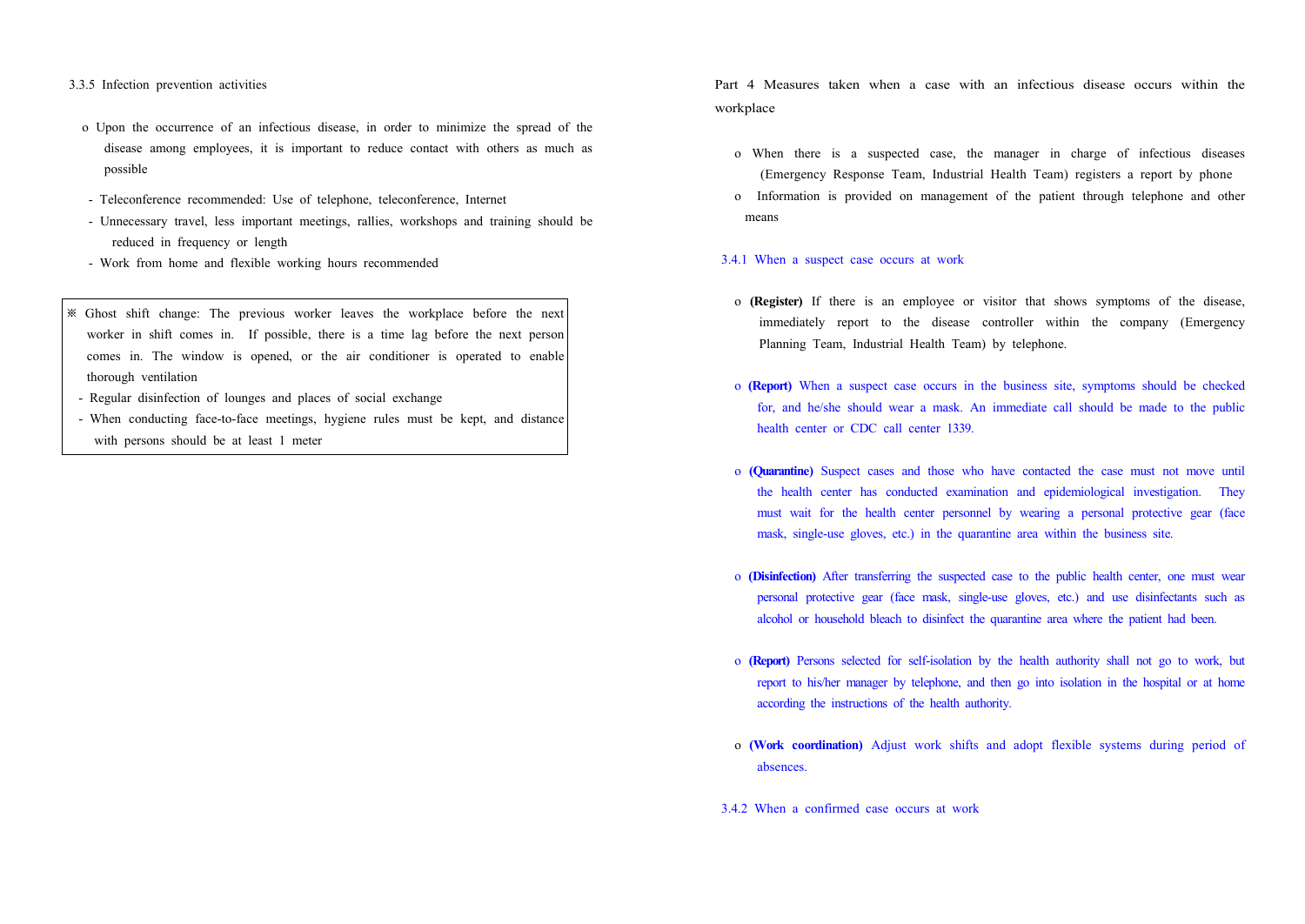### 3.3.5 Infection prevention activities

- o Upon the occurrence of an infectious disease, in order to minimize the spread of the disease among employees, it is important to reduce contact with others as much as possible
  - Teleconference recommended: Use of telephone, teleconference, Internet
  - Unnecessary travel, less important meetings, rallies, workshops and training should be reduced in frequency or length
  - Work from home and flexible working hours recommended

> ※ Ghost shift change: The previous worker leaves the workplace before the next worker in shift comes in. If possible, there is a time lag before the next person comes in. The window is opened, or the air conditioner is operated to enable thorough ventilation
> - Regular disinfection of lounges and places of social exchange
> - When conducting face-to-face meetings, hygiene rules must be kept, and distance with persons should be at least 1 meter

## Part 4 Measures taken when a case with an infectious disease occurs within the workplace

- o When there is a suspected case, the manager in charge of infectious diseases (Emergency Response Team, Industrial Health Team) registers a report by phone
- o Information is provided on management of the patient through telephone and other means

### 3.4.1 When a suspect case occurs at work

- o **(Register)** If there is an employee or visitor that shows symptoms of the disease, immediately report to the disease controller within the company (Emergency Planning Team, Industrial Health Team) by telephone.

- o **(Report)** When a suspect case occurs in the business site, symptoms should be checked for, and he/she should wear a mask. An immediate call should be made to the public health center or CDC call center 1339.

- o **(Quarantine)** Suspect cases and those who have contacted the case must not move until the health center has conducted examination and epidemiological investigation. They must wait for the health center personnel by wearing a personal protective gear (face mask, single-use gloves, etc.) in the quarantine area within the business site.

- o **(Disinfection)** After transferring the suspected case to the public health center, one must wear personal protective gear (face mask, single-use gloves, etc.) and use disinfectants such as alcohol or household bleach to disinfect the quarantine area where the patient had been.

- o **(Report)** Persons selected for self-isolation by the health authority shall not go to work, but report to his/her manager by telephone, and then go into isolation in the hospital or at home according the instructions of the health authority.

- o **(Work coordination)** Adjust work shifts and adopt flexible systems during period of absences.

### 3.4.2 When a confirmed case occurs at work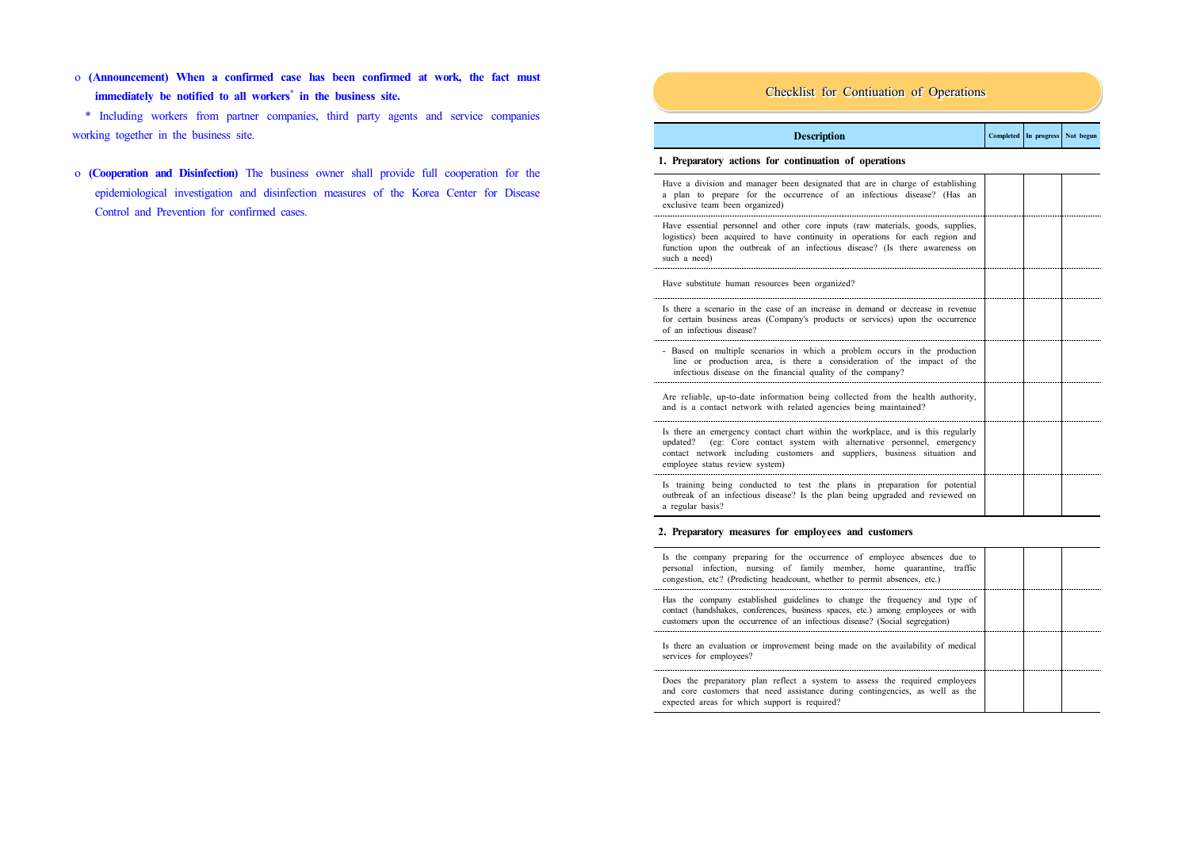o **(Announcement) When a confirmed case has been confirmed at work, the fact must immediately be notified to all workers* in the business site.**

\* Including workers from partner companies, third party agents and service companies working together in the business site.

o **(Cooperation and Disinfection)** The business owner shall provide full cooperation for the epidemiological investigation and disinfection measures of the Korea Center for Disease Control and Prevention for confirmed cases.

## Checklist for Contiuation of Operations

| Description | Completed | In progress | Not begun |
|---|---|---|---|
| **1. Preparatory actions for continuation of operations** | | | |
| Have a division and manager been designated that are in charge of establishing a plan to prepare for the occurrence of an infectious disease? (Has an exclusive team been organized) | | | |
| Have essential personnel and other core inputs (raw materials, goods, supplies, logistics) been acquired to have continuity in operations for each region and function upon the outbreak of an infectious disease? (Is there awareness on such a need) | | | |
| Have substitute human resources been organized? | | | |
| Is there a scenario in the case of an increase in demand or decrease in revenue for certain business areas (Company's products or services) upon the occurrence of an infectious disease? | | | |
| - Based on multiple scenarios in which a problem occurs in the production line or production area, is there a consideration of the impact of the infectious disease on the financial quality of the company? | | | |
| Are reliable, up-to-date information being collected from the health authority, and is a contact network with related agencies being maintained? | | | |
| Is there an emergency contact chart within the workplace, and is this regularly updated? (eg: Core contact system with alternative personnel, emergency contact network including customers and suppliers, business situation and employee status review system) | | | |
| Is training being conducted to test the plans in preparation for potential outbreak of an infectious disease? Is the plan being upgraded and reviewed on a regular basis? | | | |
| **2. Preparatory measures for employees and customers** | | | |
| Is the company preparing for the occurrence of employee absences due to personal infection, nursing of family member, home quarantine, traffic congestion, etc? (Predicting headcount, whether to permit absences, etc.) | | | |
| Has the company established guidelines to change the frequency and type of contact (handshakes, conferences, business spaces, etc.) among employees or with customers upon the occurrence of an infectious disease? (Social segregation) | | | |
| Is there an evaluation or improvement being made on the availability of medical services for employees? | | | |
| Does the preparatory plan reflect a system to assess the required employees and core customers that need assistance during contingencies, as well as the expected areas for which support is required? | | | |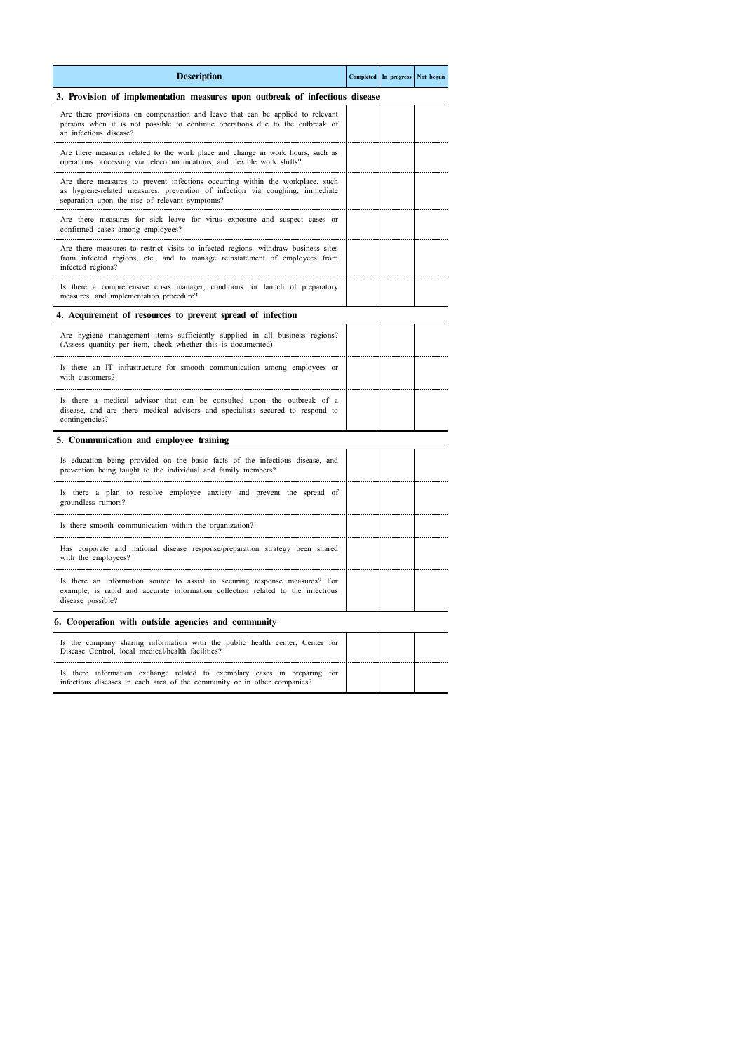| Description | Completed | In progress | Not begun |
|---|---|---|---|
| **3. Provision of implementation measures upon outbreak of infectious disease** | | | |
| Are there provisions on compensation and leave that can be applied to relevant persons when it is not possible to continue operations due to the outbreak of an infectious disease? | | | |
| Are there measures related to the work place and change in work hours, such as operations processing via telecommunications, and flexible work shifts? | | | |
| Are there measures to prevent infections occurring within the workplace, such as hygiene-related measures, prevention of infection via coughing, immediate separation upon the rise of relevant symptoms? | | | |
| Are there measures for sick leave for virus exposure and suspect cases or confirmed cases among employees? | | | |
| Are there measures to restrict visits to infected regions, withdraw business sites from infected regions, etc., and to manage reinstatement of employees from infected regions? | | | |
| Is there a comprehensive crisis manager, conditions for launch of preparatory measures, and implementation procedure? | | | |
| **4. Acquirement of resources to prevent spread of infection** | | | |
| Are hygiene management items sufficiently supplied in all business regions? (Assess quantity per item, check whether this is documented) | | | |
| Is there an IT infrastructure for smooth communication among employees or with customers? | | | |
| Is there a medical advisor that can be consulted upon the outbreak of a disease, and are there medical advisors and specialists secured to respond to contingencies? | | | |
| **5. Communication and employee training** | | | |
| Is education being provided on the basic facts of the infectious disease, and prevention being taught to the individual and family members? | | | |
| Is there a plan to resolve employee anxiety and prevent the spread of groundless rumors? | | | |
| Is there smooth communication within the organization? | | | |
| Has corporate and national disease response/preparation strategy been shared with the employees? | | | |
| Is there an information source to assist in securing response measures? For example, is rapid and accurate information collection related to the infectious disease possible? | | | |
| **6. Cooperation with outside agencies and community** | | | |
| Is the company sharing information with the public health center, Center for Disease Control, local medical/health facilities? | | | |
| Is there information exchange related to exemplary cases in preparing for infectious diseases in each area of the community or in other companies? | | | |